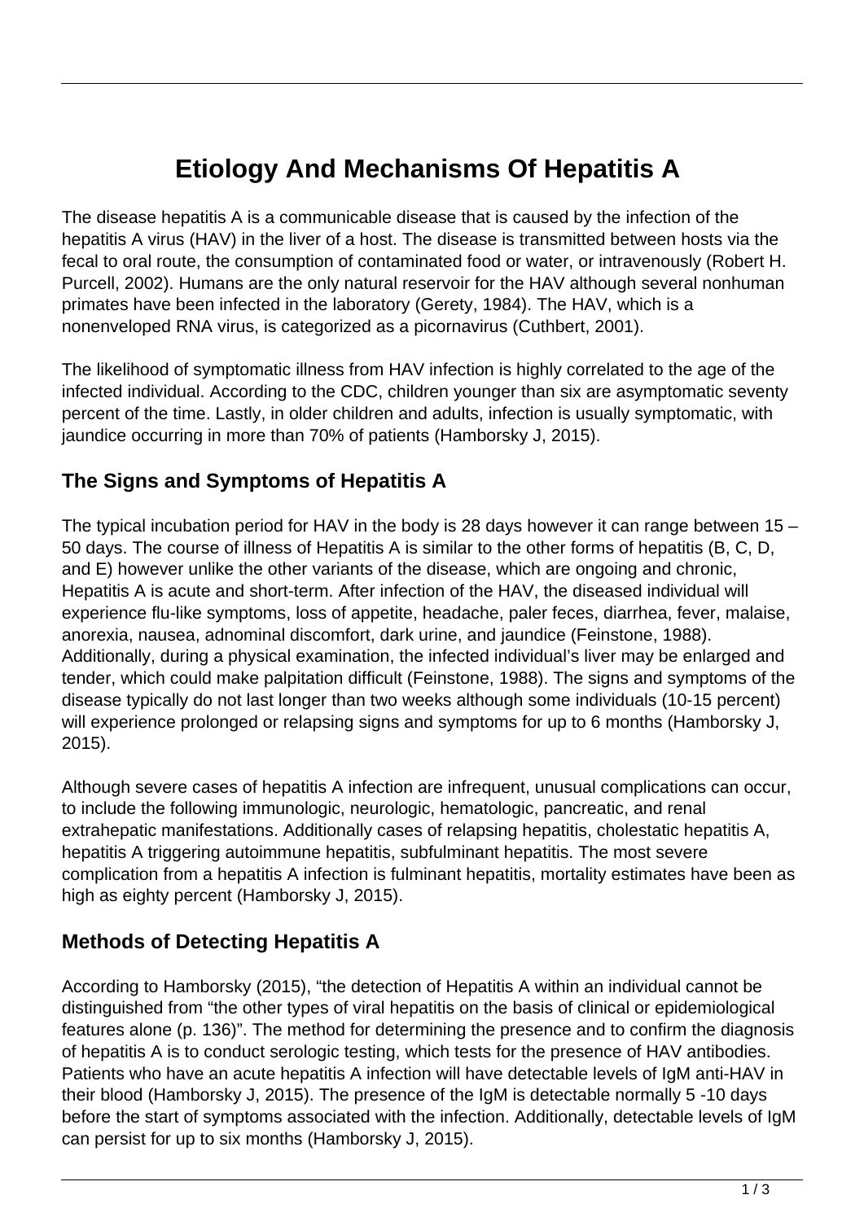# Etiology And Mechanisms Of Hepatitis A

The disease hepatitis A is a communicable disease that is caused by the infection of the hepatitis A virus (HAV) in the liver of a host. The disease is transmitted between hosts via the fecal to oral route, the consumption of contaminated food or water, or intravenously (Robert H. Purcell, 2002). Humans are the only natural reservoir for the HAV although several nonhuman primates have been infected in the laboratory (Gerety, 1984). The HAV, which is a nonenveloped RNA virus, is categorized as a picornavirus (Cuthbert, 2001).

The likelihood of symptomatic illness from HAV infection is highly correlated to the age of the infected individual. According to the CDC, children younger than six are asymptomatic seventy percent of the time. Lastly, in older children and adults, infection is usually symptomatic, with jaundice occurring in more than 70% of patients (Hamborsky J, 2015).

## The Signs and Symptoms of Hepatitis A

The typical incubation period for HAV in the body is 28 days however it can range between 15 – 50 days. The course of illness of Hepatitis A is similar to the other forms of hepatitis (B, C, D, and E) however unlike the other variants of the disease, which are ongoing and chronic, Hepatitis A is acute and short-term. After infection of the HAV, the diseased individual will experience flu-like symptoms, loss of appetite, headache, paler feces, diarrhea, fever, malaise, anorexia, nausea, adnominal discomfort, dark urine, and jaundice (Feinstone, 1988). Additionally, during a physical examination, the infected individual's liver may be enlarged and tender, which could make palpitation difficult (Feinstone, 1988). The signs and symptoms of the disease typically do not last longer than two weeks although some individuals (10-15 percent) will experience prolonged or relapsing signs and symptoms for up to 6 months (Hamborsky J, 2015).

Although severe cases of hepatitis A infection are infrequent, unusual complications can occur, to include the following immunologic, neurologic, hematologic, pancreatic, and renal extrahepatic manifestations. Additionally cases of relapsing hepatitis, cholestatic hepatitis A, hepatitis A triggering autoimmune hepatitis, subfulminant hepatitis. The most severe complication from a hepatitis A infection is fulminant hepatitis, mortality estimates have been as high as eighty percent (Hamborsky J, 2015).

## Methods of Detecting Hepatitis A

According to Hamborsky (2015), "the detection of Hepatitis A within an individual cannot be distinguished from "the other types of viral hepatitis on the basis of clinical or epidemiological features alone (p. 136)". The method for determining the presence and to confirm the diagnosis of hepatitis A is to conduct serologic testing, which tests for the presence of HAV antibodies. Patients who have an acute hepatitis A infection will have detectable levels of IgM anti-HAV in their blood (Hamborsky J, 2015). The presence of the IgM is detectable normally 5 -10 days before the start of symptoms associated with the infection. Additionally, detectable levels of IgM can persist for up to six months (Hamborsky J, 2015).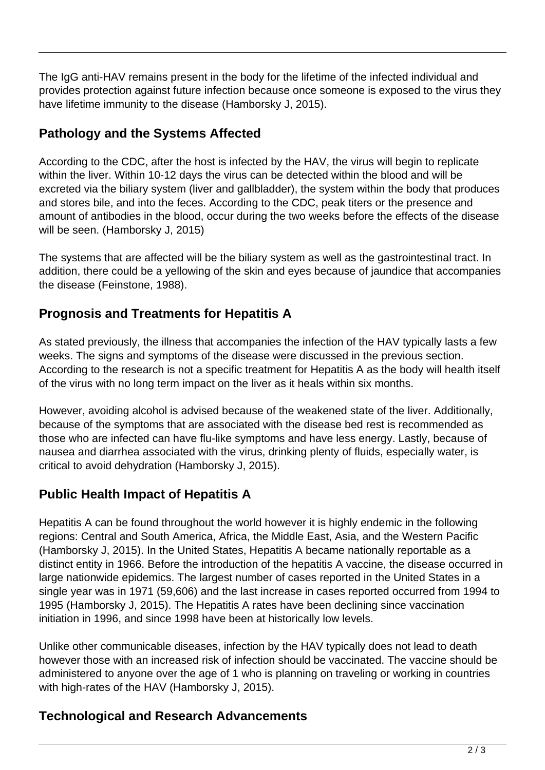The IgG anti-HAV remains present in the body for the lifetime of the infected individual and provides protection against future infection because once someone is exposed to the virus they have lifetime immunity to the disease (Hamborsky J, 2015).

## Pathology and the Systems Affected

According to the CDC, after the host is infected by the HAV, the virus will begin to replicate within the liver. Within 10-12 days the virus can be detected within the blood and will be excreted via the biliary system (liver and gallbladder), the system within the body that produces and stores bile, and into the feces. According to the CDC, peak titers or the presence and amount of antibodies in the blood, occur during the two weeks before the effects of the disease will be seen. (Hamborsky J, 2015)

The systems that are affected will be the biliary system as well as the gastrointestinal tract. In addition, there could be a yellowing of the skin and eyes because of jaundice that accompanies the disease (Feinstone, 1988).

## Prognosis and Treatments for Hepatitis A

As stated previously, the illness that accompanies the infection of the HAV typically lasts a few weeks. The signs and symptoms of the disease were discussed in the previous section. According to the research is not a specific treatment for Hepatitis A as the body will health itself of the virus with no long term impact on the liver as it heals within six months.

However, avoiding alcohol is advised because of the weakened state of the liver. Additionally, because of the symptoms that are associated with the disease bed rest is recommended as those who are infected can have flu-like symptoms and have less energy. Lastly, because of nausea and diarrhea associated with the virus, drinking plenty of fluids, especially water, is critical to avoid dehydration (Hamborsky J, 2015).

## Public Health Impact of Hepatitis A

Hepatitis A can be found throughout the world however it is highly endemic in the following regions: Central and South America, Africa, the Middle East, Asia, and the Western Pacific (Hamborsky J, 2015). In the United States, Hepatitis A became nationally reportable as a distinct entity in 1966. Before the introduction of the hepatitis A vaccine, the disease occurred in large nationwide epidemics. The largest number of cases reported in the United States in a single year was in 1971 (59,606) and the last increase in cases reported occurred from 1994 to 1995 (Hamborsky J, 2015). The Hepatitis A rates have been declining since vaccination initiation in 1996, and since 1998 have been at historically low levels.

Unlike other communicable diseases, infection by the HAV typically does not lead to death however those with an increased risk of infection should be vaccinated. The vaccine should be administered to anyone over the age of 1 who is planning on traveling or working in countries with high-rates of the HAV (Hamborsky J, 2015).

## Technological and Research Advancements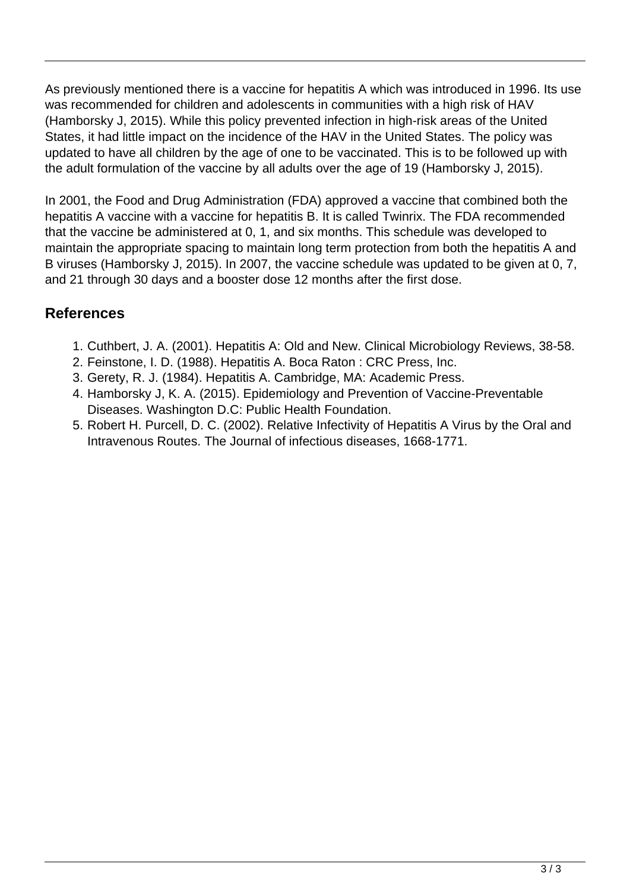As previously mentioned there is a vaccine for hepatitis A which was introduced in 1996. Its use was recommended for children and adolescents in communities with a high risk of HAV (Hamborsky J, 2015). While this policy prevented infection in high-risk areas of the United States, it had little impact on the incidence of the HAV in the United States. The policy was updated to have all children by the age of one to be vaccinated. This is to be followed up with the adult formulation of the vaccine by all adults over the age of 19 (Hamborsky J, 2015).

In 2001, the Food and Drug Administration (FDA) approved a vaccine that combined both the hepatitis A vaccine with a vaccine for hepatitis B. It is called Twinrix. The FDA recommended that the vaccine be administered at 0, 1, and six months. This schedule was developed to maintain the appropriate spacing to maintain long term protection from both the hepatitis A and B viruses (Hamborsky J, 2015). In 2007, the vaccine schedule was updated to be given at 0, 7, and 21 through 30 days and a booster dose 12 months after the first dose.

## References

1. Cuthbert, J. A. (2001). Hepatitis A: Old and New. Clinical Microbiology Reviews, 38-58.
2. Feinstone, I. D. (1988). Hepatitis A. Boca Raton : CRC Press, Inc.
3. Gerety, R. J. (1984). Hepatitis A. Cambridge, MA: Academic Press.
4. Hamborsky J, K. A. (2015). Epidemiology and Prevention of Vaccine-Preventable Diseases. Washington D.C: Public Health Foundation.
5. Robert H. Purcell, D. C. (2002). Relative Infectivity of Hepatitis A Virus by the Oral and Intravenous Routes. The Journal of infectious diseases, 1668-1771.